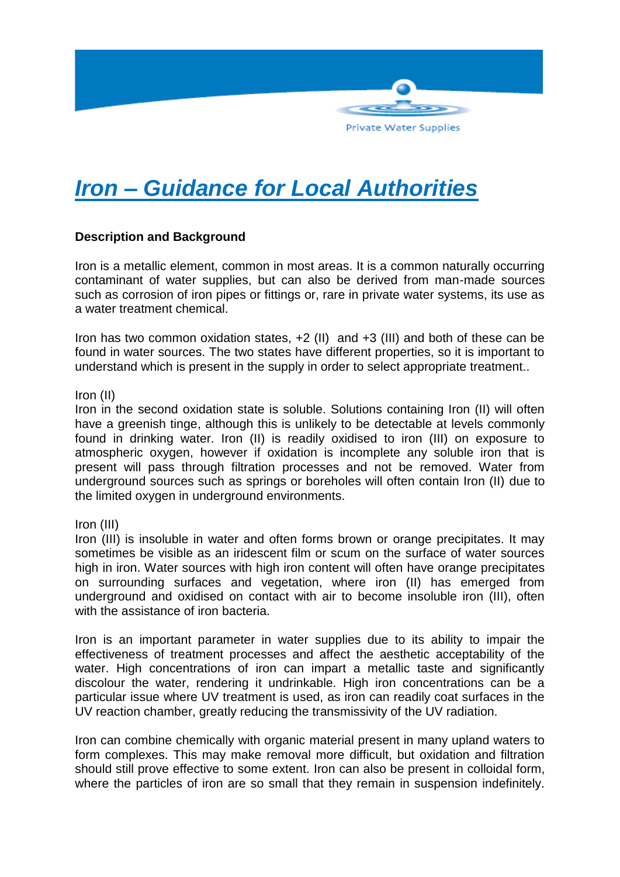# Iron – Guidance for Local Authorities

**Description and Background**

Iron is a metallic element, common in most areas. It is a common naturally occurring contaminant of water supplies, but can also be derived from man-made sources such as corrosion of iron pipes or fittings or, rare in private water systems, its use as a water treatment chemical.

Iron has two common oxidation states, +2 (II) and +3 (III) and both of these can be found in water sources. The two states have different properties, so it is important to understand which is present in the supply in order to select appropriate treatment..

Iron (II)
Iron in the second oxidation state is soluble. Solutions containing Iron (II) will often have a greenish tinge, although this is unlikely to be detectable at levels commonly found in drinking water. Iron (II) is readily oxidised to iron (III) on exposure to atmospheric oxygen, however if oxidation is incomplete any soluble iron that is present will pass through filtration processes and not be removed. Water from underground sources such as springs or boreholes will often contain Iron (II) due to the limited oxygen in underground environments.

Iron (III)
Iron (III) is insoluble in water and often forms brown or orange precipitates. It may sometimes be visible as an iridescent film or scum on the surface of water sources high in iron. Water sources with high iron content will often have orange precipitates on surrounding surfaces and vegetation, where iron (II) has emerged from underground and oxidised on contact with air to become insoluble iron (III), often with the assistance of iron bacteria.

Iron is an important parameter in water supplies due to its ability to impair the effectiveness of treatment processes and affect the aesthetic acceptability of the water. High concentrations of iron can impart a metallic taste and significantly discolour the water, rendering it undrinkable. High iron concentrations can be a particular issue where UV treatment is used, as iron can readily coat surfaces in the UV reaction chamber, greatly reducing the transmissivity of the UV radiation.

Iron can combine chemically with organic material present in many upland waters to form complexes. This may make removal more difficult, but oxidation and filtration should still prove effective to some extent. Iron can also be present in colloidal form, where the particles of iron are so small that they remain in suspension indefinitely.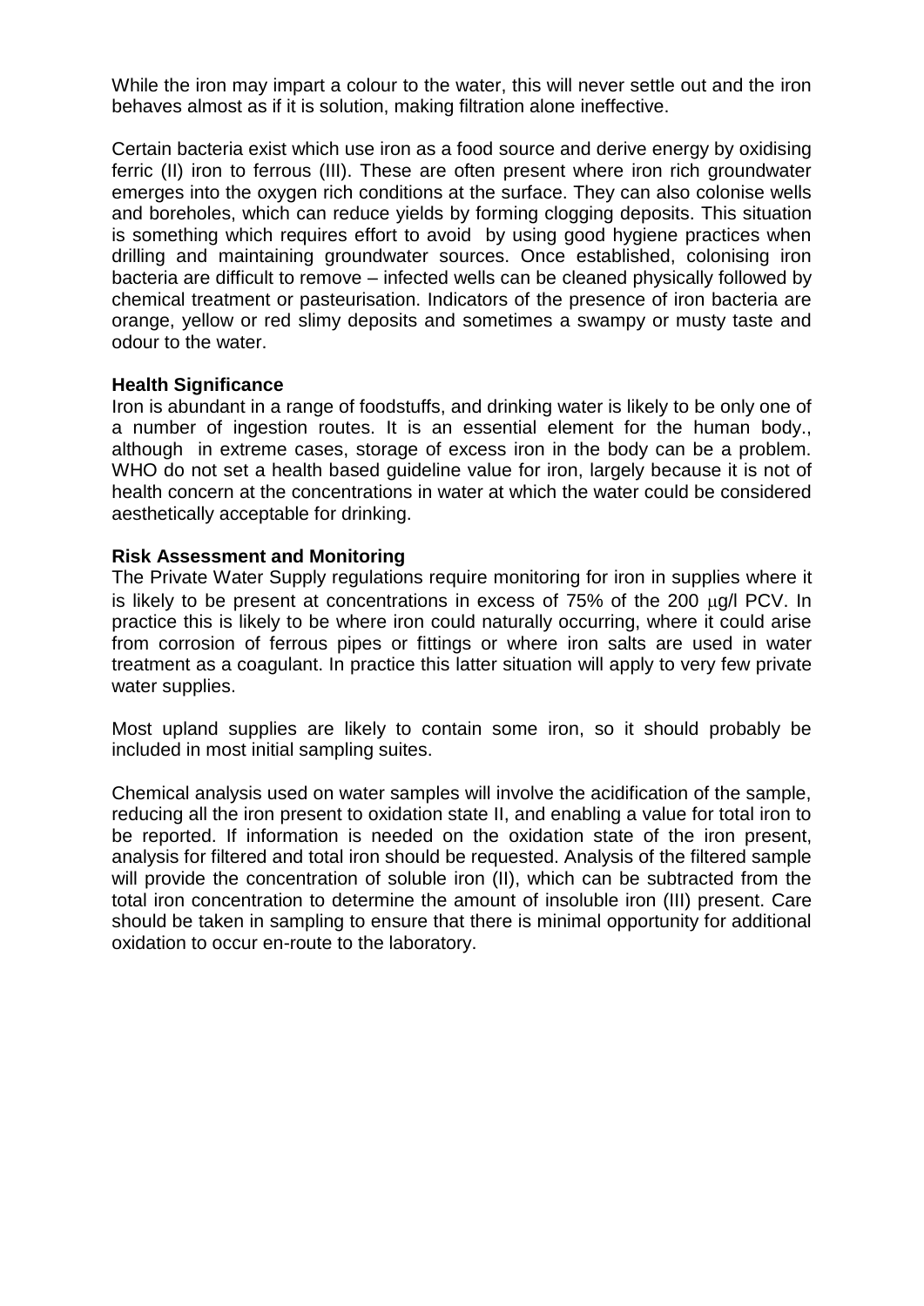While the iron may impart a colour to the water, this will never settle out and the iron behaves almost as if it is solution, making filtration alone ineffective.

Certain bacteria exist which use iron as a food source and derive energy by oxidising ferric (II) iron to ferrous (III). These are often present where iron rich groundwater emerges into the oxygen rich conditions at the surface. They can also colonise wells and boreholes, which can reduce yields by forming clogging deposits. This situation is something which requires effort to avoid by using good hygiene practices when drilling and maintaining groundwater sources. Once established, colonising iron bacteria are difficult to remove – infected wells can be cleaned physically followed by chemical treatment or pasteurisation. Indicators of the presence of iron bacteria are orange, yellow or red slimy deposits and sometimes a swampy or musty taste and odour to the water.

**Health Significance**

Iron is abundant in a range of foodstuffs, and drinking water is likely to be only one of a number of ingestion routes. It is an essential element for the human body., although in extreme cases, storage of excess iron in the body can be a problem. WHO do not set a health based guideline value for iron, largely because it is not of health concern at the concentrations in water at which the water could be considered aesthetically acceptable for drinking.

**Risk Assessment and Monitoring**

The Private Water Supply regulations require monitoring for iron in supplies where it is likely to be present at concentrations in excess of 75% of the 200 $\mu$g/l PCV. In practice this is likely to be where iron could naturally occurring, where it could arise from corrosion of ferrous pipes or fittings or where iron salts are used in water treatment as a coagulant. In practice this latter situation will apply to very few private water supplies.

Most upland supplies are likely to contain some iron, so it should probably be included in most initial sampling suites.

Chemical analysis used on water samples will involve the acidification of the sample, reducing all the iron present to oxidation state II, and enabling a value for total iron to be reported. If information is needed on the oxidation state of the iron present, analysis for filtered and total iron should be requested. Analysis of the filtered sample will provide the concentration of soluble iron (II), which can be subtracted from the total iron concentration to determine the amount of insoluble iron (III) present. Care should be taken in sampling to ensure that there is minimal opportunity for additional oxidation to occur en-route to the laboratory.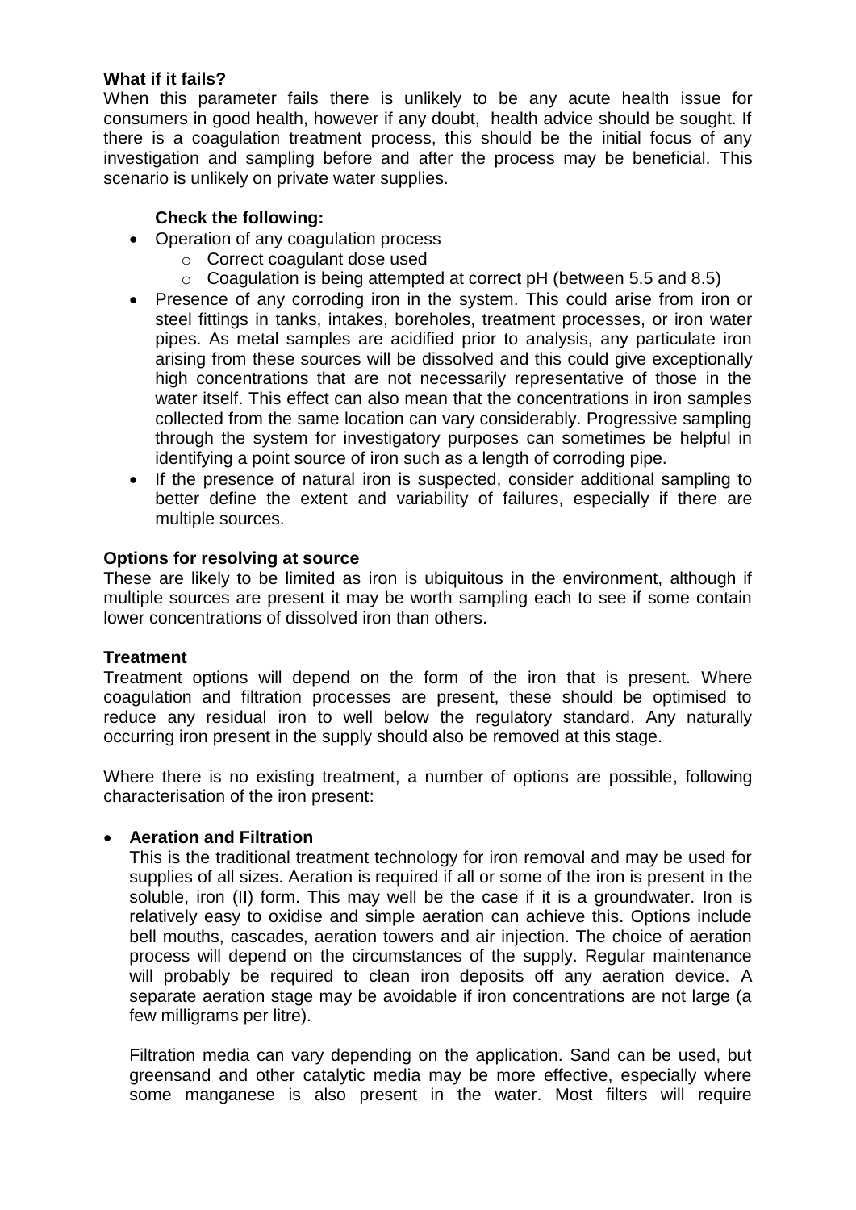**What if it fails?**

When this parameter fails there is unlikely to be any acute health issue for consumers in good health, however if any doubt, health advice should be sought. If there is a coagulation treatment process, this should be the initial focus of any investigation and sampling before and after the process may be beneficial. This scenario is unlikely on private water supplies.

**Check the following:**

- Operation of any coagulation process
  - Correct coagulant dose used
  - Coagulation is being attempted at correct pH (between 5.5 and 8.5)
- Presence of any corroding iron in the system. This could arise from iron or steel fittings in tanks, intakes, boreholes, treatment processes, or iron water pipes. As metal samples are acidified prior to analysis, any particulate iron arising from these sources will be dissolved and this could give exceptionally high concentrations that are not necessarily representative of those in the water itself. This effect can also mean that the concentrations in iron samples collected from the same location can vary considerably. Progressive sampling through the system for investigatory purposes can sometimes be helpful in identifying a point source of iron such as a length of corroding pipe.
- If the presence of natural iron is suspected, consider additional sampling to better define the extent and variability of failures, especially if there are multiple sources.

**Options for resolving at source**

These are likely to be limited as iron is ubiquitous in the environment, although if multiple sources are present it may be worth sampling each to see if some contain lower concentrations of dissolved iron than others.

**Treatment**

Treatment options will depend on the form of the iron that is present. Where coagulation and filtration processes are present, these should be optimised to reduce any residual iron to well below the regulatory standard. Any naturally occurring iron present in the supply should also be removed at this stage.

Where there is no existing treatment, a number of options are possible, following characterisation of the iron present:

- **Aeration and Filtration**

  This is the traditional treatment technology for iron removal and may be used for supplies of all sizes. Aeration is required if all or some of the iron is present in the soluble, iron (II) form. This may well be the case if it is a groundwater. Iron is relatively easy to oxidise and simple aeration can achieve this. Options include bell mouths, cascades, aeration towers and air injection. The choice of aeration process will depend on the circumstances of the supply. Regular maintenance will probably be required to clean iron deposits off any aeration device. A separate aeration stage may be avoidable if iron concentrations are not large (a few milligrams per litre).

  Filtration media can vary depending on the application. Sand can be used, but greensand and other catalytic media may be more effective, especially where some manganese is also present in the water. Most filters will require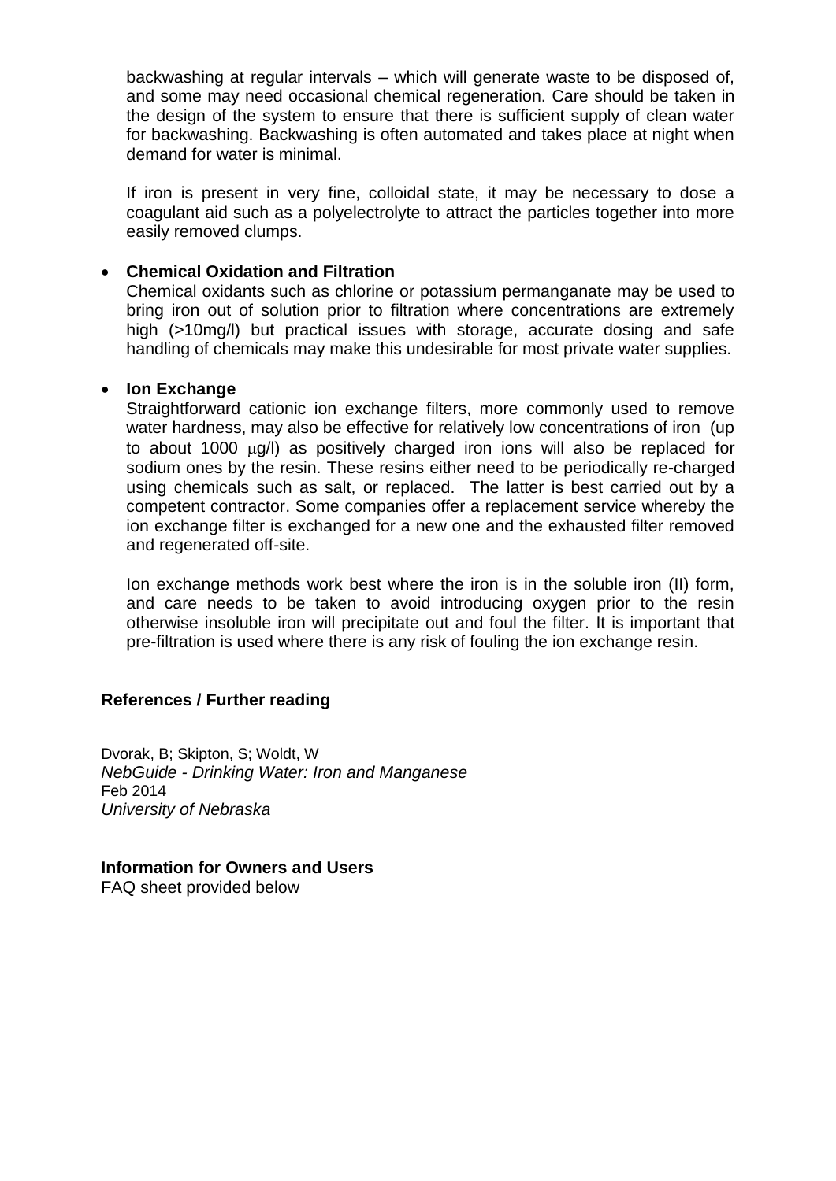backwashing at regular intervals – which will generate waste to be disposed of, and some may need occasional chemical regeneration. Care should be taken in the design of the system to ensure that there is sufficient supply of clean water for backwashing. Backwashing is often automated and takes place at night when demand for water is minimal.

If iron is present in very fine, colloidal state, it may be necessary to dose a coagulant aid such as a polyelectrolyte to attract the particles together into more easily removed clumps.

- **Chemical Oxidation and Filtration**
  Chemical oxidants such as chlorine or potassium permanganate may be used to bring iron out of solution prior to filtration where concentrations are extremely high (>10mg/l) but practical issues with storage, accurate dosing and safe handling of chemicals may make this undesirable for most private water supplies.

- **Ion Exchange**
  Straightforward cationic ion exchange filters, more commonly used to remove water hardness, may also be effective for relatively low concentrations of iron (up to about 1000 $\mu$g/l) as positively charged iron ions will also be replaced for sodium ones by the resin. These resins either need to be periodically re-charged using chemicals such as salt, or replaced. The latter is best carried out by a competent contractor. Some companies offer a replacement service whereby the ion exchange filter is exchanged for a new one and the exhausted filter removed and regenerated off-site.

  Ion exchange methods work best where the iron is in the soluble iron (II) form, and care needs to be taken to avoid introducing oxygen prior to the resin otherwise insoluble iron will precipitate out and foul the filter. It is important that pre-filtration is used where there is any risk of fouling the ion exchange resin.

## References / Further reading

Dvorak, B; Skipton, S; Woldt, W
*NebGuide - Drinking Water: Iron and Manganese*
Feb 2014
*University of Nebraska*

## Information for Owners and Users

FAQ sheet provided below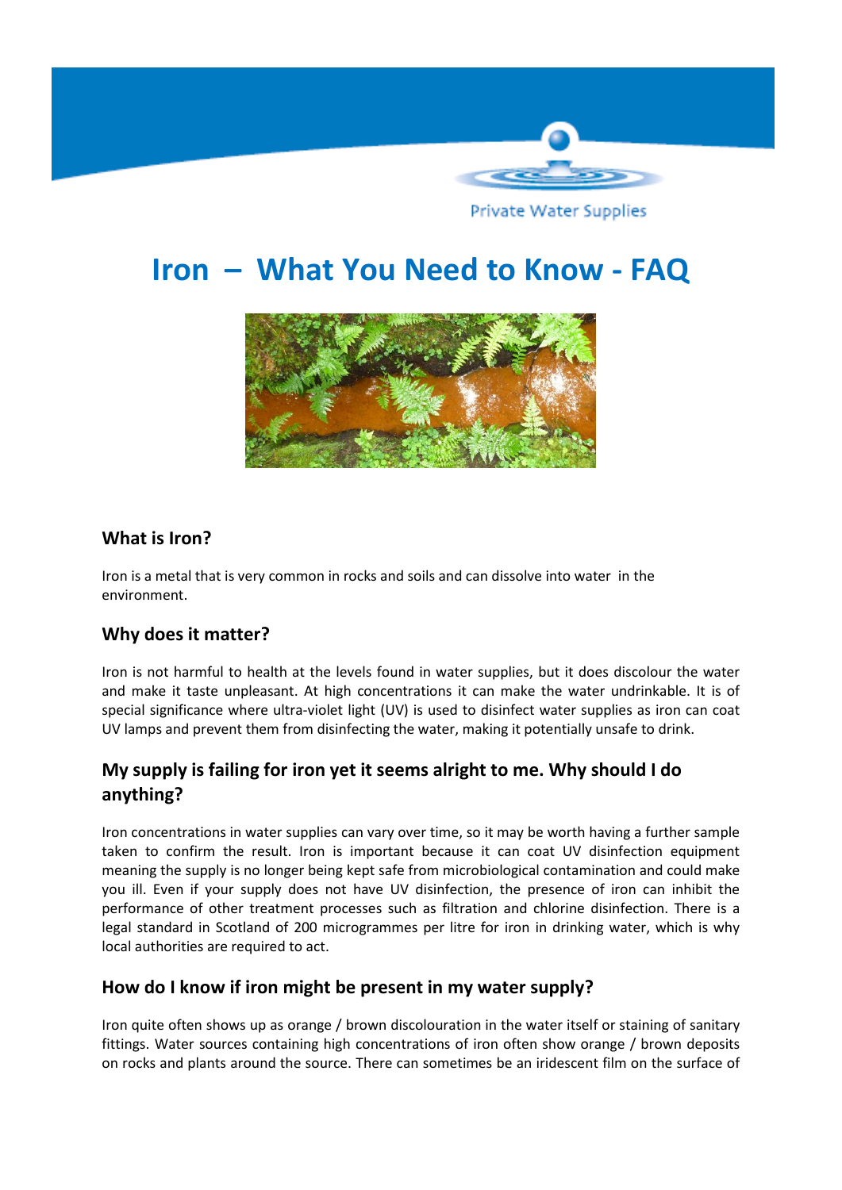# Iron – What You Need to Know - FAQ

## What is Iron?

Iron is a metal that is very common in rocks and soils and can dissolve into water in the environment.

## Why does it matter?

Iron is not harmful to health at the levels found in water supplies, but it does discolour the water and make it taste unpleasant. At high concentrations it can make the water undrinkable. It is of special significance where ultra-violet light (UV) is used to disinfect water supplies as iron can coat UV lamps and prevent them from disinfecting the water, making it potentially unsafe to drink.

## My supply is failing for iron yet it seems alright to me. Why should I do anything?

Iron concentrations in water supplies can vary over time, so it may be worth having a further sample taken to confirm the result. Iron is important because it can coat UV disinfection equipment meaning the supply is no longer being kept safe from microbiological contamination and could make you ill. Even if your supply does not have UV disinfection, the presence of iron can inhibit the performance of other treatment processes such as filtration and chlorine disinfection. There is a legal standard in Scotland of 200 microgrammes per litre for iron in drinking water, which is why local authorities are required to act.

## How do I know if iron might be present in my water supply?

Iron quite often shows up as orange / brown discolouration in the water itself or staining of sanitary fittings. Water sources containing high concentrations of iron often show orange / brown deposits on rocks and plants around the source. There can sometimes be an iridescent film on the surface of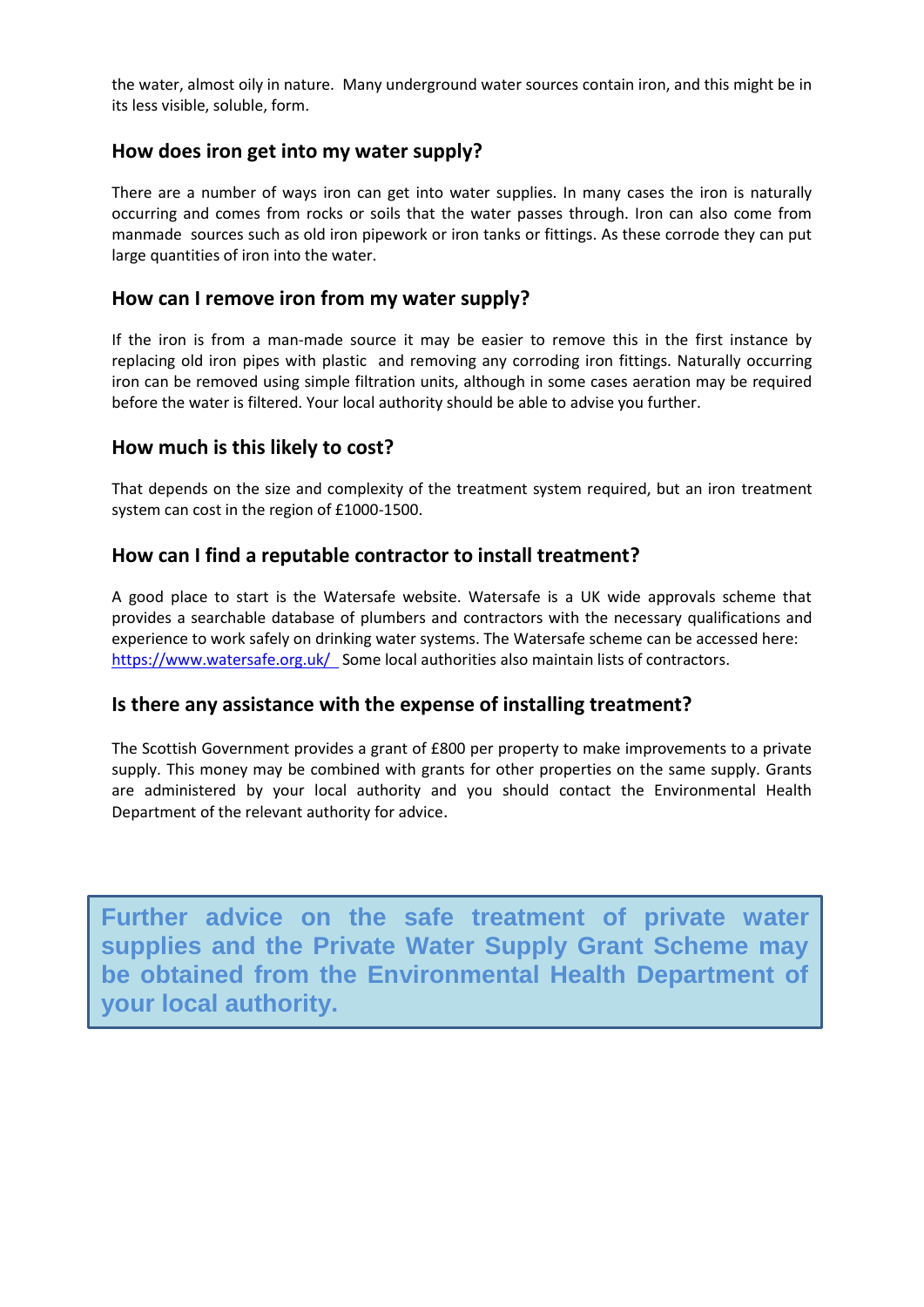the water, almost oily in nature. Many underground water sources contain iron, and this might be in its less visible, soluble, form.

## How does iron get into my water supply?

There are a number of ways iron can get into water supplies. In many cases the iron is naturally occurring and comes from rocks or soils that the water passes through. Iron can also come from manmade sources such as old iron pipework or iron tanks or fittings. As these corrode they can put large quantities of iron into the water.

## How can I remove iron from my water supply?

If the iron is from a man-made source it may be easier to remove this in the first instance by replacing old iron pipes with plastic and removing any corroding iron fittings. Naturally occurring iron can be removed using simple filtration units, although in some cases aeration may be required before the water is filtered. Your local authority should be able to advise you further.

## How much is this likely to cost?

That depends on the size and complexity of the treatment system required, but an iron treatment system can cost in the region of £1000-1500.

## How can I find a reputable contractor to install treatment?

A good place to start is the Watersafe website. Watersafe is a UK wide approvals scheme that provides a searchable database of plumbers and contractors with the necessary qualifications and experience to work safely on drinking water systems. The Watersafe scheme can be accessed here: https://www.watersafe.org.uk/ Some local authorities also maintain lists of contractors.

## Is there any assistance with the expense of installing treatment?

The Scottish Government provides a grant of £800 per property to make improvements to a private supply. This money may be combined with grants for other properties on the same supply. Grants are administered by your local authority and you should contact the Environmental Health Department of the relevant authority for advice.

**Further advice on the safe treatment of private water supplies and the Private Water Supply Grant Scheme may be obtained from the Environmental Health Department of your local authority.**